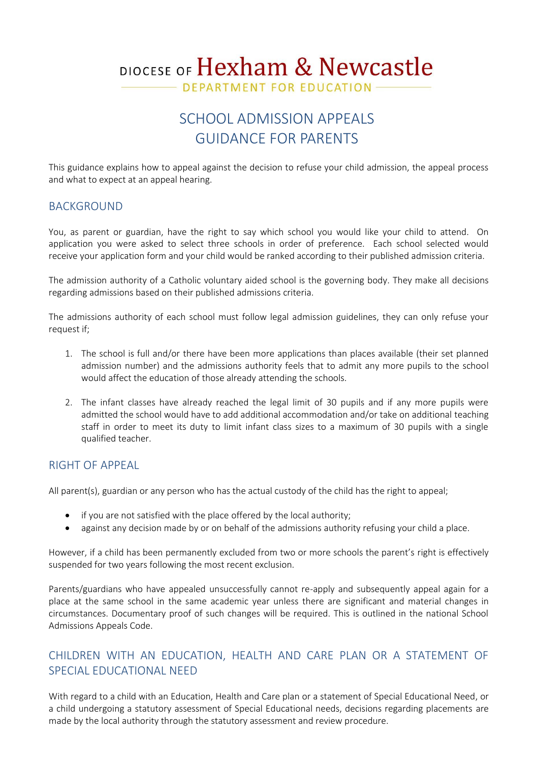DIOCESE OF Hexham & Newcastle

DEPARTMENT FOR EDUCATION

# SCHOOL ADMISSION APPEALS GUIDANCE FOR PARENTS

This guidance explains how to appeal against the decision to refuse your child admission, the appeal process and what to expect at an appeal hearing.

## BACKGROUND

You, as parent or guardian, have the right to say which school you would like your child to attend. On application you were asked to select three schools in order of preference. Each school selected would receive your application form and your child would be ranked according to their published admission criteria.

The admission authority of a Catholic voluntary aided school is the governing body. They make all decisions regarding admissions based on their published admissions criteria.

The admissions authority of each school must follow legal admission guidelines, they can only refuse your request if;

1. The school is full and/or there have been more applications than places available (their set planned admission number) and the admissions authority feels that to admit any more pupils to the school would affect the education of those already attending the schools.
2. The infant classes have already reached the legal limit of 30 pupils and if any more pupils were admitted the school would have to add additional accommodation and/or take on additional teaching staff in order to meet its duty to limit infant class sizes to a maximum of 30 pupils with a single qualified teacher.

## RIGHT OF APPEAL

All parent(s), guardian or any person who has the actual custody of the child has the right to appeal;

- if you are not satisfied with the place offered by the local authority;
- against any decision made by or on behalf of the admissions authority refusing your child a place.

However, if a child has been permanently excluded from two or more schools the parent's right is effectively suspended for two years following the most recent exclusion.

Parents/guardians who have appealed unsuccessfully cannot re-apply and subsequently appeal again for a place at the same school in the same academic year unless there are significant and material changes in circumstances. Documentary proof of such changes will be required. This is outlined in the national School Admissions Appeals Code.

## CHILDREN WITH AN EDUCATION, HEALTH AND CARE PLAN OR A STATEMENT OF SPECIAL EDUCATIONAL NEED

With regard to a child with an Education, Health and Care plan or a statement of Special Educational Need, or a child undergoing a statutory assessment of Special Educational needs, decisions regarding placements are made by the local authority through the statutory assessment and review procedure.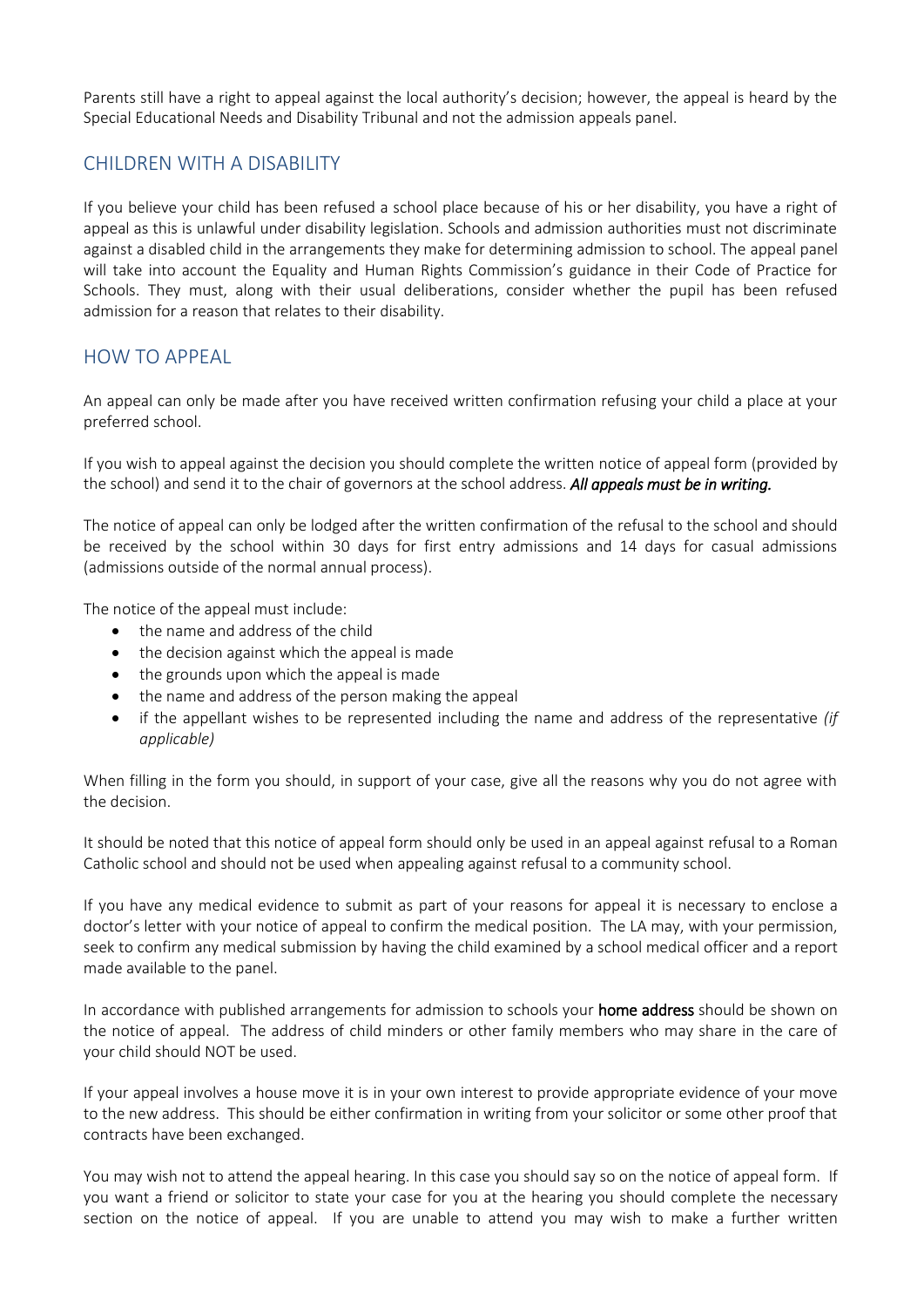Parents still have a right to appeal against the local authority's decision; however, the appeal is heard by the Special Educational Needs and Disability Tribunal and not the admission appeals panel.

## CHILDREN WITH A DISABILITY

If you believe your child has been refused a school place because of his or her disability, you have a right of appeal as this is unlawful under disability legislation. Schools and admission authorities must not discriminate against a disabled child in the arrangements they make for determining admission to school. The appeal panel will take into account the Equality and Human Rights Commission's guidance in their Code of Practice for Schools. They must, along with their usual deliberations, consider whether the pupil has been refused admission for a reason that relates to their disability.

## HOW TO APPEAL

An appeal can only be made after you have received written confirmation refusing your child a place at your preferred school.

If you wish to appeal against the decision you should complete the written notice of appeal form (provided by the school) and send it to the chair of governors at the school address. ***All appeals must be in writing.***

The notice of appeal can only be lodged after the written confirmation of the refusal to the school and should be received by the school within 30 days for first entry admissions and 14 days for casual admissions (admissions outside of the normal annual process).

The notice of the appeal must include:

- the name and address of the child
- the decision against which the appeal is made
- the grounds upon which the appeal is made
- the name and address of the person making the appeal
- if the appellant wishes to be represented including the name and address of the representative *(if applicable)*

When filling in the form you should, in support of your case, give all the reasons why you do not agree with the decision.

It should be noted that this notice of appeal form should only be used in an appeal against refusal to a Roman Catholic school and should not be used when appealing against refusal to a community school.

If you have any medical evidence to submit as part of your reasons for appeal it is necessary to enclose a doctor's letter with your notice of appeal to confirm the medical position. The LA may, with your permission, seek to confirm any medical submission by having the child examined by a school medical officer and a report made available to the panel.

In accordance with published arrangements for admission to schools your **home address** should be shown on the notice of appeal. The address of child minders or other family members who may share in the care of your child should NOT be used.

If your appeal involves a house move it is in your own interest to provide appropriate evidence of your move to the new address. This should be either confirmation in writing from your solicitor or some other proof that contracts have been exchanged.

You may wish not to attend the appeal hearing. In this case you should say so on the notice of appeal form. If you want a friend or solicitor to state your case for you at the hearing you should complete the necessary section on the notice of appeal. If you are unable to attend you may wish to make a further written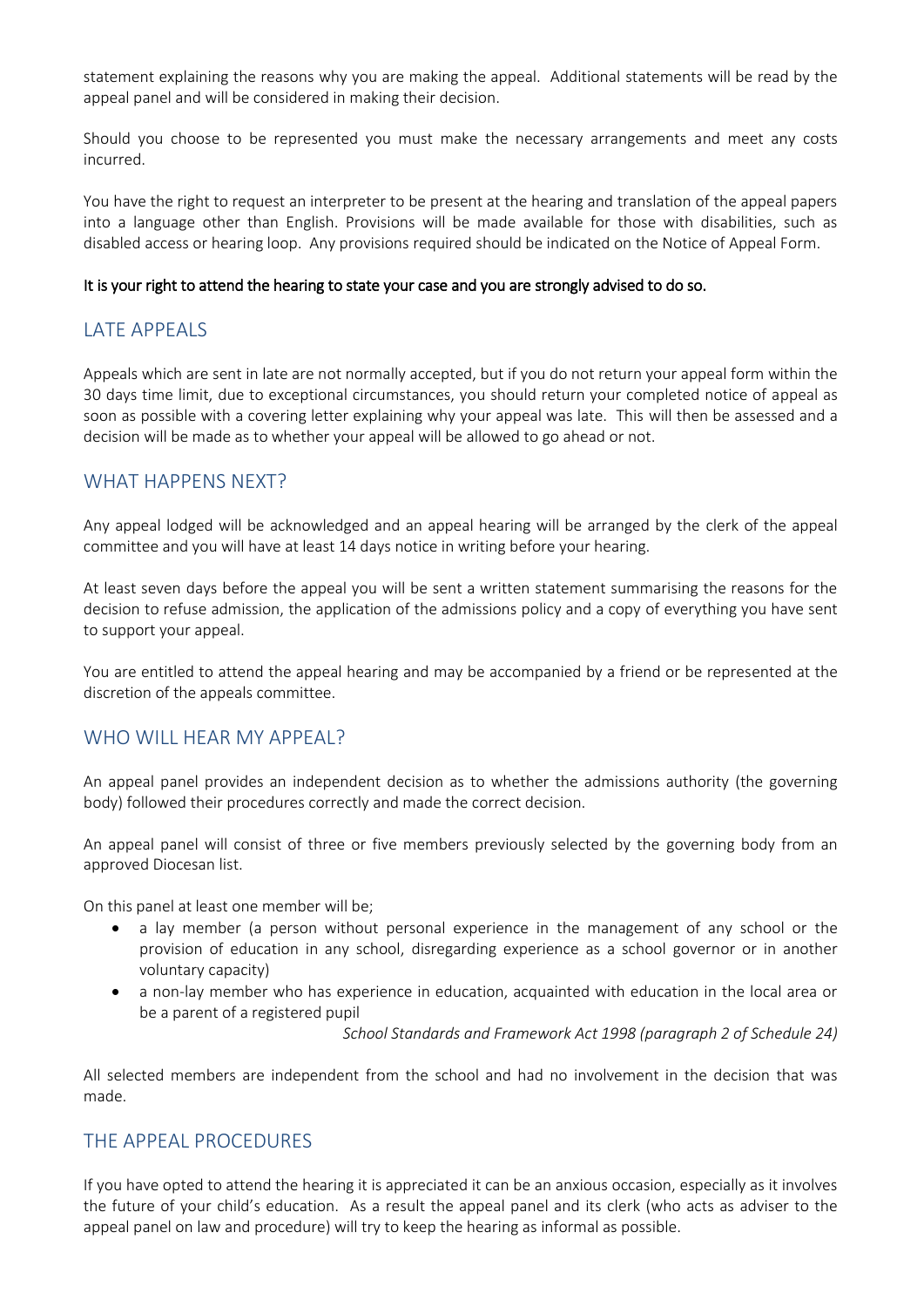statement explaining the reasons why you are making the appeal. Additional statements will be read by the appeal panel and will be considered in making their decision.

Should you choose to be represented you must make the necessary arrangements and meet any costs incurred.

You have the right to request an interpreter to be present at the hearing and translation of the appeal papers into a language other than English. Provisions will be made available for those with disabilities, such as disabled access or hearing loop. Any provisions required should be indicated on the Notice of Appeal Form.

**It is your right to attend the hearing to state your case and you are strongly advised to do so.**

## LATE APPEALS

Appeals which are sent in late are not normally accepted, but if you do not return your appeal form within the 30 days time limit, due to exceptional circumstances, you should return your completed notice of appeal as soon as possible with a covering letter explaining why your appeal was late. This will then be assessed and a decision will be made as to whether your appeal will be allowed to go ahead or not.

## WHAT HAPPENS NEXT?

Any appeal lodged will be acknowledged and an appeal hearing will be arranged by the clerk of the appeal committee and you will have at least 14 days notice in writing before your hearing.

At least seven days before the appeal you will be sent a written statement summarising the reasons for the decision to refuse admission, the application of the admissions policy and a copy of everything you have sent to support your appeal.

You are entitled to attend the appeal hearing and may be accompanied by a friend or be represented at the discretion of the appeals committee.

## WHO WILL HEAR MY APPEAL?

An appeal panel provides an independent decision as to whether the admissions authority (the governing body) followed their procedures correctly and made the correct decision.

An appeal panel will consist of three or five members previously selected by the governing body from an approved Diocesan list.

On this panel at least one member will be;

- a lay member (a person without personal experience in the management of any school or the provision of education in any school, disregarding experience as a school governor or in another voluntary capacity)
- a non-lay member who has experience in education, acquainted with education in the local area or be a parent of a registered pupil

*School Standards and Framework Act 1998 (paragraph 2 of Schedule 24)*

All selected members are independent from the school and had no involvement in the decision that was made.

## THE APPEAL PROCEDURES

If you have opted to attend the hearing it is appreciated it can be an anxious occasion, especially as it involves the future of your child's education. As a result the appeal panel and its clerk (who acts as adviser to the appeal panel on law and procedure) will try to keep the hearing as informal as possible.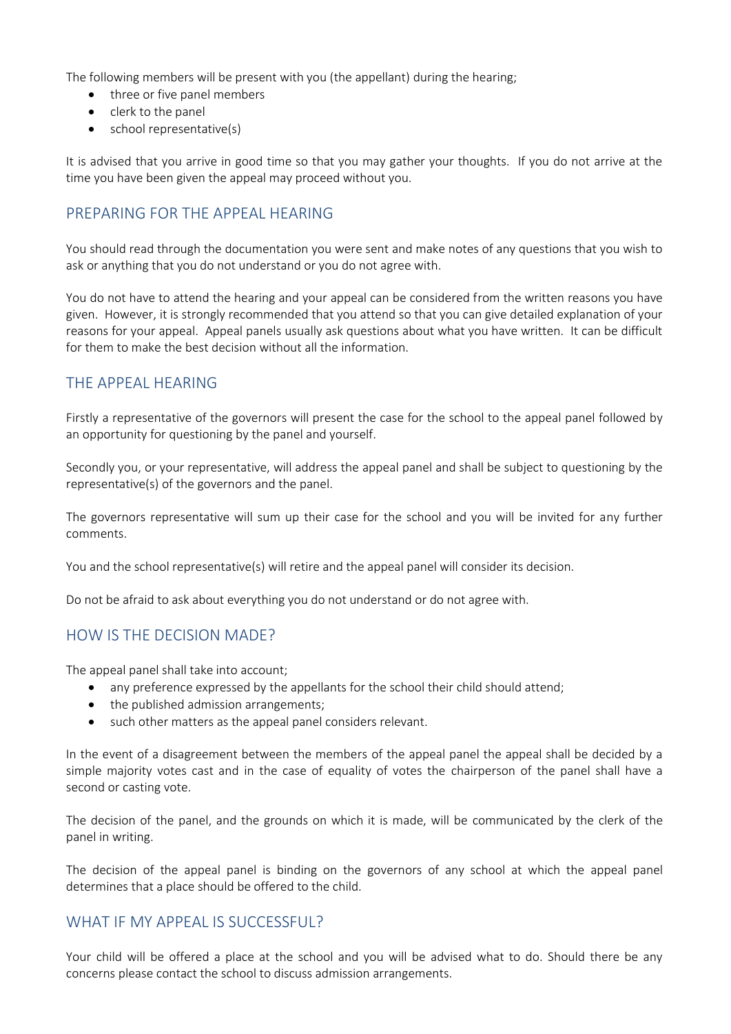The following members will be present with you (the appellant) during the hearing;

- three or five panel members
- clerk to the panel
- school representative(s)

It is advised that you arrive in good time so that you may gather your thoughts. If you do not arrive at the time you have been given the appeal may proceed without you.

## PREPARING FOR THE APPEAL HEARING

You should read through the documentation you were sent and make notes of any questions that you wish to ask or anything that you do not understand or you do not agree with.

You do not have to attend the hearing and your appeal can be considered from the written reasons you have given. However, it is strongly recommended that you attend so that you can give detailed explanation of your reasons for your appeal. Appeal panels usually ask questions about what you have written. It can be difficult for them to make the best decision without all the information.

## THE APPEAL HEARING

Firstly a representative of the governors will present the case for the school to the appeal panel followed by an opportunity for questioning by the panel and yourself.

Secondly you, or your representative, will address the appeal panel and shall be subject to questioning by the representative(s) of the governors and the panel.

The governors representative will sum up their case for the school and you will be invited for any further comments.

You and the school representative(s) will retire and the appeal panel will consider its decision.

Do not be afraid to ask about everything you do not understand or do not agree with.

## HOW IS THE DECISION MADE?

The appeal panel shall take into account;

- any preference expressed by the appellants for the school their child should attend;
- the published admission arrangements;
- such other matters as the appeal panel considers relevant.

In the event of a disagreement between the members of the appeal panel the appeal shall be decided by a simple majority votes cast and in the case of equality of votes the chairperson of the panel shall have a second or casting vote.

The decision of the panel, and the grounds on which it is made, will be communicated by the clerk of the panel in writing.

The decision of the appeal panel is binding on the governors of any school at which the appeal panel determines that a place should be offered to the child.

## WHAT IF MY APPEAL IS SUCCESSFUL?

Your child will be offered a place at the school and you will be advised what to do. Should there be any concerns please contact the school to discuss admission arrangements.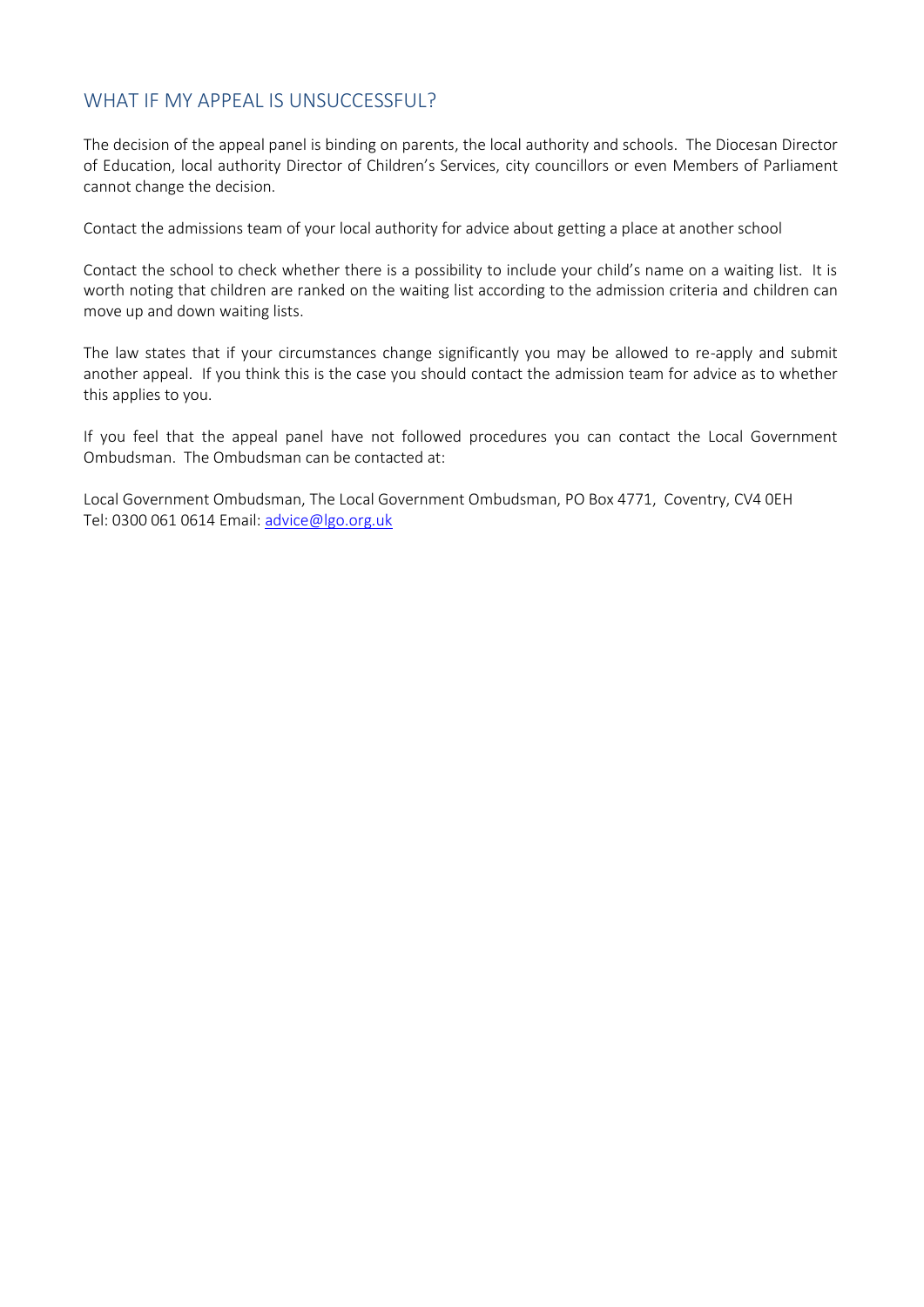## WHAT IF MY APPEAL IS UNSUCCESSFUL?

The decision of the appeal panel is binding on parents, the local authority and schools. The Diocesan Director of Education, local authority Director of Children's Services, city councillors or even Members of Parliament cannot change the decision.

Contact the admissions team of your local authority for advice about getting a place at another school

Contact the school to check whether there is a possibility to include your child's name on a waiting list. It is worth noting that children are ranked on the waiting list according to the admission criteria and children can move up and down waiting lists.

The law states that if your circumstances change significantly you may be allowed to re-apply and submit another appeal. If you think this is the case you should contact the admission team for advice as to whether this applies to you.

If you feel that the appeal panel have not followed procedures you can contact the Local Government Ombudsman. The Ombudsman can be contacted at:

Local Government Ombudsman, The Local Government Ombudsman, PO Box 4771, Coventry, CV4 0EH
Tel: 0300 061 0614 Email: advice@lgo.org.uk